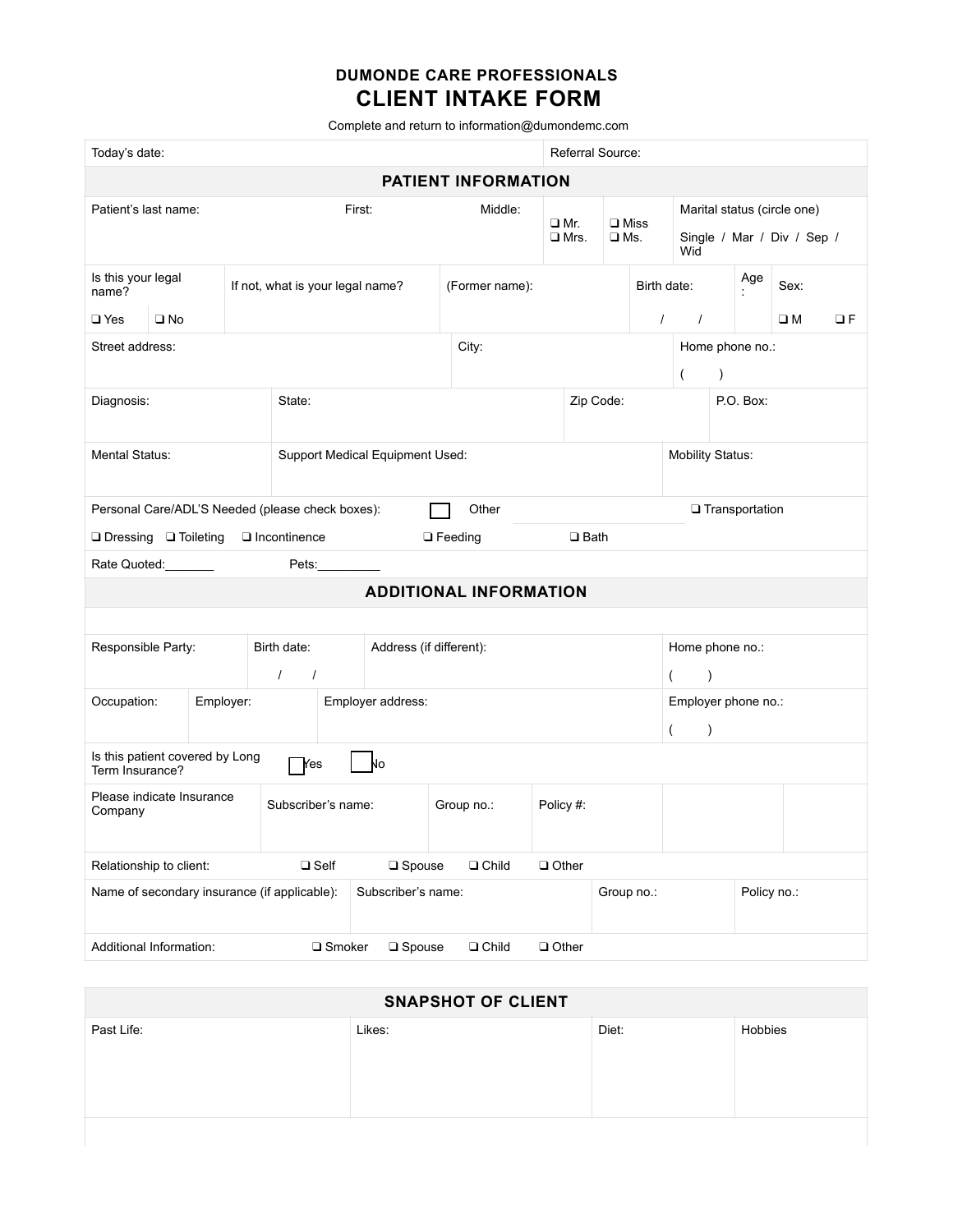## DUMONDE CARE PROFESSIONALS

# CLIENT INTAKE FORM

Complete and return to information@dumondemc.com

| Today's date: | Referral Source: |
|---|---|

## PATIENT INFORMATION

| Patient's last name: | First: | Middle: | ❑ Mr. ❑ Mrs. | ❑ Miss ❑ Ms. | Marital status (circle one) Single / Mar / Div / Sep / Wid |
|---|---|---|---|---|---|

| Is this your legal name? ❑ Yes ❑ No | If not, what is your legal name? | (Former name): | Birth date: / / | Age: | Sex: ❑ M ❑ F |
|---|---|---|---|---|---|

| Street address: | City: | Home phone no.: ( ) |
|---|---|---|

| Diagnosis: | State: | Zip Code: | P.O. Box: |
|---|---|---|---|

| Mental Status: | Support Medical Equipment Used: | Mobility Status: |
|---|---|---|

Personal Care/ADL'S Needed (please check boxes): ❑ Other ________ ❑ Transportation

❑ Dressing ❑ Toileting ❑ Incontinence ❑ Feeding ❑ Bath

Rate Quoted:_______ Pets:_________

## ADDITIONAL INFORMATION

| Responsible Party: | Birth date: / / | Address (if different): | Home phone no.: ( ) |
|---|---|---|---|

| Occupation: | Employer: | Employer address: | Employer phone no.: ( ) |
|---|---|---|---|

Is this patient covered by Long Term Insurance? ❑ Yes ❑ No

| Please indicate Insurance Company | Subscriber's name: | Group no.: | Policy #: | | |
|---|---|---|---|---|---|

Relationship to client: ❑ Self ❑ Spouse ❑ Child ❑ Other

| Name of secondary insurance (if applicable): | Subscriber's name: | Group no.: | Policy no.: |
|---|---|---|---|

Additional Information: ❑ Smoker ❑ Spouse ❑ Child ❑ Other

## SNAPSHOT OF CLIENT

| Past Life: | Likes: | Diet: | Hobbies |
|---|---|---|---|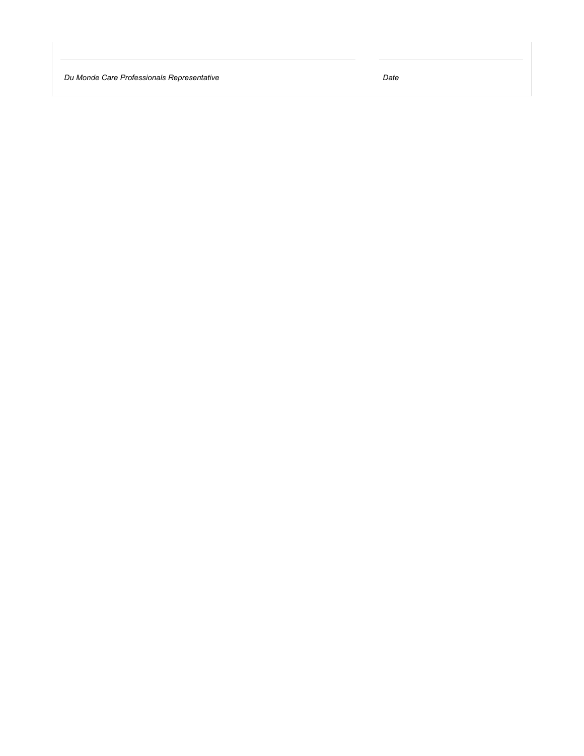| | |
|---|---|
| *Du Monde Care Professionals Representative* | *Date* |